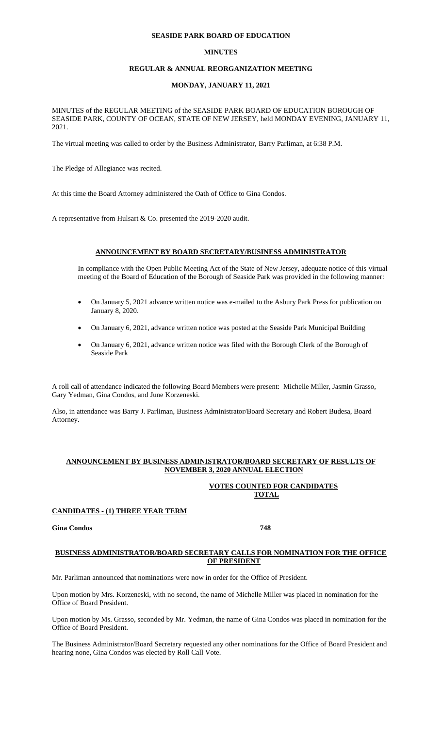**SEASIDE PARK BOARD OF EDUCATION**

**MINUTES**

**REGULAR & ANNUAL REORGANIZATION MEETING**

**MONDAY, JANUARY 11, 2021**

MINUTES of the REGULAR MEETING of the SEASIDE PARK BOARD OF EDUCATION BOROUGH OF SEASIDE PARK, COUNTY OF OCEAN, STATE OF NEW JERSEY, held MONDAY EVENING, JANUARY 11, 2021.

The virtual meeting was called to order by the Business Administrator, Barry Parliman, at 6:38 P.M.

The Pledge of Allegiance was recited.

At this time the Board Attorney administered the Oath of Office to Gina Condos.

A representative from Hulsart & Co. presented the 2019-2020 audit.

**ANNOUNCEMENT BY BOARD SECRETARY/BUSINESS ADMINISTRATOR**

In compliance with the Open Public Meeting Act of the State of New Jersey, adequate notice of this virtual meeting of the Board of Education of the Borough of Seaside Park was provided in the following manner:

- On January 5, 2021 advance written notice was e-mailed to the Asbury Park Press for publication on January 8, 2020.
- On January 6, 2021, advance written notice was posted at the Seaside Park Municipal Building
- On January 6, 2021, advance written notice was filed with the Borough Clerk of the Borough of Seaside Park

A roll call of attendance indicated the following Board Members were present: Michelle Miller, Jasmin Grasso, Gary Yedman, Gina Condos, and June Korzeneski.

Also, in attendance was Barry J. Parliman, Business Administrator/Board Secretary and Robert Budesa, Board Attorney.

**ANNOUNCEMENT BY BUSINESS ADMINISTRATOR/BOARD SECRETARY OF RESULTS OF NOVEMBER 3, 2020 ANNUAL ELECTION**

| **CANDIDATES - (1) THREE YEAR TERM** | **VOTES COUNTED FOR CANDIDATES TOTAL** |
|---|---|
| **Gina Condos** | **748** |

**BUSINESS ADMINISTRATOR/BOARD SECRETARY CALLS FOR NOMINATION FOR THE OFFICE OF PRESIDENT**

Mr. Parliman announced that nominations were now in order for the Office of President.

Upon motion by Mrs. Korzeneski, with no second, the name of Michelle Miller was placed in nomination for the Office of Board President.

Upon motion by Ms. Grasso, seconded by Mr. Yedman, the name of Gina Condos was placed in nomination for the Office of Board President.

The Business Administrator/Board Secretary requested any other nominations for the Office of Board President and hearing none, Gina Condos was elected by Roll Call Vote.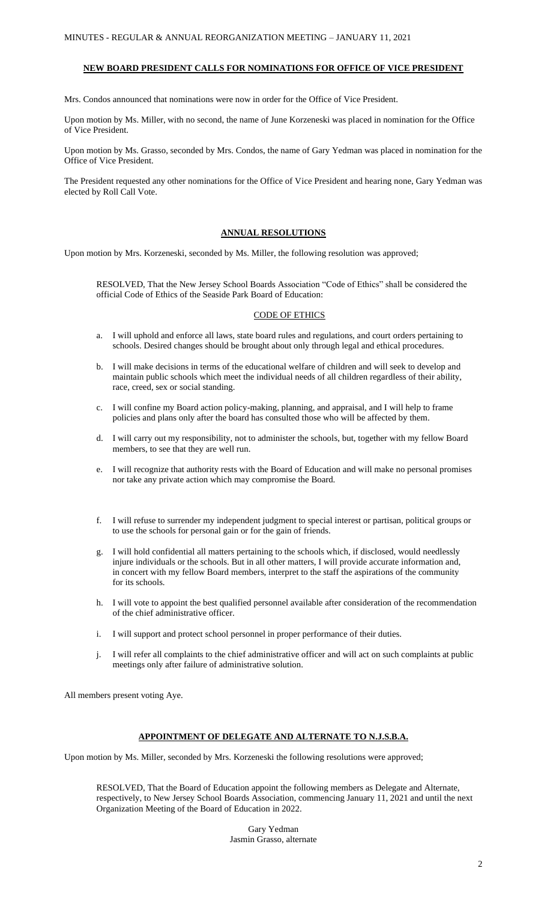## NEW BOARD PRESIDENT CALLS FOR NOMINATIONS FOR OFFICE OF VICE PRESIDENT

Mrs. Condos announced that nominations were now in order for the Office of Vice President.

Upon motion by Ms. Miller, with no second, the name of June Korzeneski was placed in nomination for the Office of Vice President.

Upon motion by Ms. Grasso, seconded by Mrs. Condos, the name of Gary Yedman was placed in nomination for the Office of Vice President.

The President requested any other nominations for the Office of Vice President and hearing none, Gary Yedman was elected by Roll Call Vote.

## ANNUAL RESOLUTIONS

Upon motion by Mrs. Korzeneski, seconded by Ms. Miller, the following resolution was approved;

> RESOLVED, That the New Jersey School Boards Association "Code of Ethics" shall be considered the official Code of Ethics of the Seaside Park Board of Education:

### CODE OF ETHICS

a. I will uphold and enforce all laws, state board rules and regulations, and court orders pertaining to schools. Desired changes should be brought about only through legal and ethical procedures.

b. I will make decisions in terms of the educational welfare of children and will seek to develop and maintain public schools which meet the individual needs of all children regardless of their ability, race, creed, sex or social standing.

c. I will confine my Board action policy-making, planning, and appraisal, and I will help to frame policies and plans only after the board has consulted those who will be affected by them.

d. I will carry out my responsibility, not to administer the schools, but, together with my fellow Board members, to see that they are well run.

e. I will recognize that authority rests with the Board of Education and will make no personal promises nor take any private action which may compromise the Board.

f. I will refuse to surrender my independent judgment to special interest or partisan, political groups or to use the schools for personal gain or for the gain of friends.

g. I will hold confidential all matters pertaining to the schools which, if disclosed, would needlessly injure individuals or the schools. But in all other matters, I will provide accurate information and, in concert with my fellow Board members, interpret to the staff the aspirations of the community for its schools.

h. I will vote to appoint the best qualified personnel available after consideration of the recommendation of the chief administrative officer.

i. I will support and protect school personnel in proper performance of their duties.

j. I will refer all complaints to the chief administrative officer and will act on such complaints at public meetings only after failure of administrative solution.

All members present voting Aye.

## APPOINTMENT OF DELEGATE AND ALTERNATE TO N.J.S.B.A.

Upon motion by Ms. Miller, seconded by Mrs. Korzeneski the following resolutions were approved;

> RESOLVED, That the Board of Education appoint the following members as Delegate and Alternate, respectively, to New Jersey School Boards Association, commencing January 11, 2021 and until the next Organization Meeting of the Board of Education in 2022.

Gary Yedman
Jasmin Grasso, alternate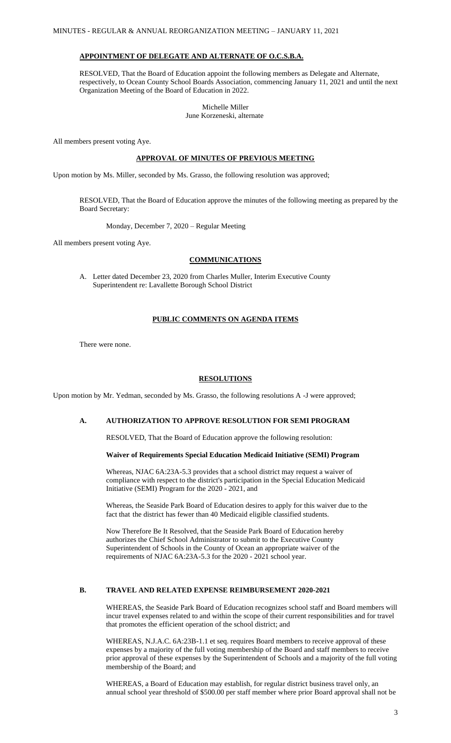## APPOINTMENT OF DELEGATE AND ALTERNATE OF O.C.S.B.A.

RESOLVED, That the Board of Education appoint the following members as Delegate and Alternate, respectively, to Ocean County School Boards Association, commencing January 11, 2021 and until the next Organization Meeting of the Board of Education in 2022.

Michelle Miller
June Korzeneski, alternate

All members present voting Aye.

## APPROVAL OF MINUTES OF PREVIOUS MEETING

Upon motion by Ms. Miller, seconded by Ms. Grasso, the following resolution was approved;

RESOLVED, That the Board of Education approve the minutes of the following meeting as prepared by the Board Secretary:

Monday, December 7, 2020 – Regular Meeting

All members present voting Aye.

## COMMUNICATIONS

A. Letter dated December 23, 2020 from Charles Muller, Interim Executive County Superintendent re: Lavallette Borough School District

## PUBLIC COMMENTS ON AGENDA ITEMS

There were none.

## RESOLUTIONS

Upon motion by Mr. Yedman, seconded by Ms. Grasso, the following resolutions A -J were approved;

### A. AUTHORIZATION TO APPROVE RESOLUTION FOR SEMI PROGRAM

RESOLVED, That the Board of Education approve the following resolution:

**Waiver of Requirements Special Education Medicaid Initiative (SEMI) Program**

Whereas, NJAC 6A:23A-5.3 provides that a school district may request a waiver of compliance with respect to the district's participation in the Special Education Medicaid Initiative (SEMI) Program for the 2020 - 2021, and

Whereas, the Seaside Park Board of Education desires to apply for this waiver due to the fact that the district has fewer than 40 Medicaid eligible classified students.

Now Therefore Be It Resolved, that the Seaside Park Board of Education hereby authorizes the Chief School Administrator to submit to the Executive County Superintendent of Schools in the County of Ocean an appropriate waiver of the requirements of NJAC 6A:23A-5.3 for the 2020 - 2021 school year.

### B. TRAVEL AND RELATED EXPENSE REIMBURSEMENT 2020-2021

WHEREAS, the Seaside Park Board of Education recognizes school staff and Board members will incur travel expenses related to and within the scope of their current responsibilities and for travel that promotes the efficient operation of the school district; and

WHEREAS, N.J.A.C. 6A:23B-1.1 et seq. requires Board members to receive approval of these expenses by a majority of the full voting membership of the Board and staff members to receive prior approval of these expenses by the Superintendent of Schools and a majority of the full voting membership of the Board; and

WHEREAS, a Board of Education may establish, for regular district business travel only, an annual school year threshold of $500.00 per staff member where prior Board approval shall not be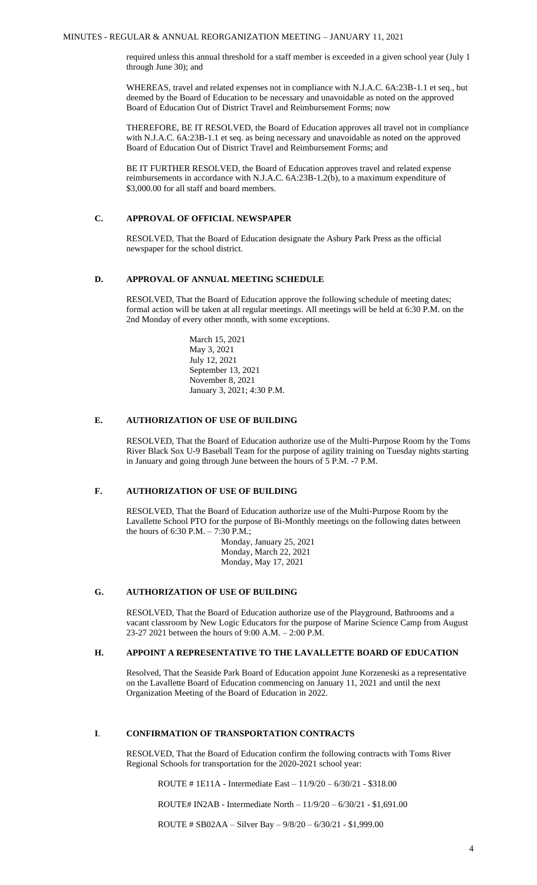required unless this annual threshold for a staff member is exceeded in a given school year (July 1 through June 30); and

WHEREAS, travel and related expenses not in compliance with N.J.A.C. 6A:23B-1.1 et seq., but deemed by the Board of Education to be necessary and unavoidable as noted on the approved Board of Education Out of District Travel and Reimbursement Forms; now

THEREFORE, BE IT RESOLVED, the Board of Education approves all travel not in compliance with N.J.A.C. 6A:23B-1.1 et seq. as being necessary and unavoidable as noted on the approved Board of Education Out of District Travel and Reimbursement Forms; and

BE IT FURTHER RESOLVED, the Board of Education approves travel and related expense reimbursements in accordance with N.J.A.C. 6A:23B-1.2(b), to a maximum expenditure of $3,000.00 for all staff and board members.

### C. APPROVAL OF OFFICIAL NEWSPAPER

RESOLVED, That the Board of Education designate the Asbury Park Press as the official newspaper for the school district.

### D. APPROVAL OF ANNUAL MEETING SCHEDULE

RESOLVED, That the Board of Education approve the following schedule of meeting dates; formal action will be taken at all regular meetings. All meetings will be held at 6:30 P.M. on the 2nd Monday of every other month, with some exceptions.

March 15, 2021
May 3, 2021
July 12, 2021
September 13, 2021
November 8, 2021
January 3, 2021; 4:30 P.M.

### E. AUTHORIZATION OF USE OF BUILDING

RESOLVED, That the Board of Education authorize use of the Multi-Purpose Room by the Toms River Black Sox U-9 Baseball Team for the purpose of agility training on Tuesday nights starting in January and going through June between the hours of 5 P.M. -7 P.M.

### F. AUTHORIZATION OF USE OF BUILDING

RESOLVED, That the Board of Education authorize use of the Multi-Purpose Room by the Lavallette School PTO for the purpose of Bi-Monthly meetings on the following dates between the hours of 6:30 P.M. – 7:30 P.M.;

Monday, January 25, 2021
Monday, March 22, 2021
Monday, May 17, 2021

### G. AUTHORIZATION OF USE OF BUILDING

RESOLVED, That the Board of Education authorize use of the Playground, Bathrooms and a vacant classroom by New Logic Educators for the purpose of Marine Science Camp from August 23-27 2021 between the hours of 9:00 A.M. – 2:00 P.M.

### H. APPOINT A REPRESENTATIVE TO THE LAVALLETTE BOARD OF EDUCATION

Resolved, That the Seaside Park Board of Education appoint June Korzeneski as a representative on the Lavallette Board of Education commencing on January 11, 2021 and until the next Organization Meeting of the Board of Education in 2022.

### I. CONFIRMATION OF TRANSPORTATION CONTRACTS

RESOLVED, That the Board of Education confirm the following contracts with Toms River Regional Schools for transportation for the 2020-2021 school year:

ROUTE # 1E11A - Intermediate East – 11/9/20 – 6/30/21 - $318.00

ROUTE# IN2AB - Intermediate North – 11/9/20 – 6/30/21 - $1,691.00

ROUTE # SB02AA – Silver Bay – 9/8/20 – 6/30/21 - $1,999.00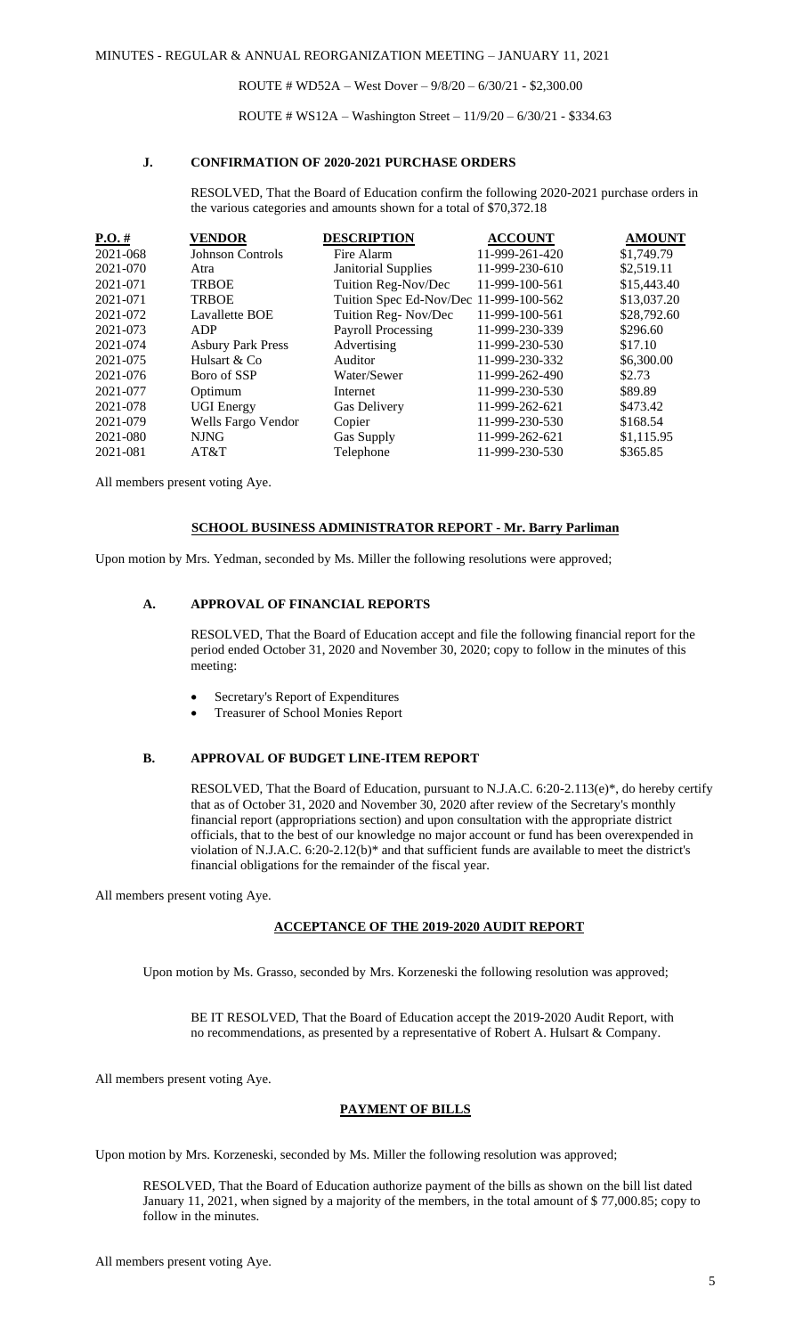ROUTE # WD52A – West Dover – 9/8/20 – 6/30/21 - $2,300.00

ROUTE # WS12A – Washington Street – 11/9/20 – 6/30/21 - $334.63

### J. CONFIRMATION OF 2020-2021 PURCHASE ORDERS

RESOLVED, That the Board of Education confirm the following 2020-2021 purchase orders in the various categories and amounts shown for a total of $70,372.18

| P.O. # | VENDOR | DESCRIPTION | ACCOUNT | AMOUNT |
|---|---|---|---|---|
| 2021-068 | Johnson Controls | Fire Alarm | 11-999-261-420 | $1,749.79 |
| 2021-070 | Atra | Janitorial Supplies | 11-999-230-610 | $2,519.11 |
| 2021-071 | TRBOE | Tuition Reg-Nov/Dec | 11-999-100-561 | $15,443.40 |
| 2021-071 | TRBOE | Tuition Spec Ed-Nov/Dec | 11-999-100-562 | $13,037.20 |
| 2021-072 | Lavallette BOE | Tuition Reg- Nov/Dec | 11-999-100-561 | $28,792.60 |
| 2021-073 | ADP | Payroll Processing | 11-999-230-339 | $296.60 |
| 2021-074 | Asbury Park Press | Advertising | 11-999-230-530 | $17.10 |
| 2021-075 | Hulsart & Co | Auditor | 11-999-230-332 | $6,300.00 |
| 2021-076 | Boro of SSP | Water/Sewer | 11-999-262-490 | $2.73 |
| 2021-077 | Optimum | Internet | 11-999-230-530 | $89.89 |
| 2021-078 | UGI Energy | Gas Delivery | 11-999-262-621 | $473.42 |
| 2021-079 | Wells Fargo Vendor | Copier | 11-999-230-530 | $168.54 |
| 2021-080 | NJNG | Gas Supply | 11-999-262-621 | $1,115.95 |
| 2021-081 | AT&T | Telephone | 11-999-230-530 | $365.85 |

All members present voting Aye.

## SCHOOL BUSINESS ADMINISTRATOR REPORT - Mr. Barry Parliman

Upon motion by Mrs. Yedman, seconded by Ms. Miller the following resolutions were approved;

### A. APPROVAL OF FINANCIAL REPORTS

RESOLVED, That the Board of Education accept and file the following financial report for the period ended October 31, 2020 and November 30, 2020; copy to follow in the minutes of this meeting:

- Secretary's Report of Expenditures
- Treasurer of School Monies Report

### B. APPROVAL OF BUDGET LINE-ITEM REPORT

RESOLVED, That the Board of Education, pursuant to N.J.A.C. 6:20-2.113(e)*, do hereby certify that as of October 31, 2020 and November 30, 2020 after review of the Secretary's monthly financial report (appropriations section) and upon consultation with the appropriate district officials, that to the best of our knowledge no major account or fund has been overexpended in violation of N.J.A.C. 6:20-2.12(b)* and that sufficient funds are available to meet the district's financial obligations for the remainder of the fiscal year.

All members present voting Aye.

## ACCEPTANCE OF THE 2019-2020 AUDIT REPORT

Upon motion by Ms. Grasso, seconded by Mrs. Korzeneski the following resolution was approved;

BE IT RESOLVED, That the Board of Education accept the 2019-2020 Audit Report, with no recommendations, as presented by a representative of Robert A. Hulsart & Company.

All members present voting Aye.

## PAYMENT OF BILLS

Upon motion by Mrs. Korzeneski, seconded by Ms. Miller the following resolution was approved;

RESOLVED, That the Board of Education authorize payment of the bills as shown on the bill list dated January 11, 2021, when signed by a majority of the members, in the total amount of $ 77,000.85; copy to follow in the minutes.

All members present voting Aye.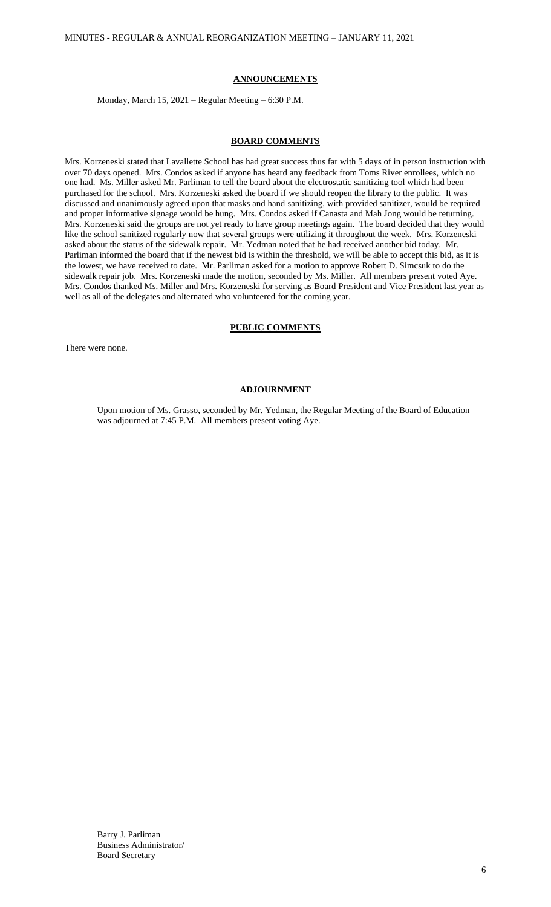## ANNOUNCEMENTS

Monday, March 15, 2021 – Regular Meeting – 6:30 P.M.

## BOARD COMMENTS

Mrs. Korzeneski stated that Lavallette School has had great success thus far with 5 days of in person instruction with over 70 days opened. Mrs. Condos asked if anyone has heard any feedback from Toms River enrollees, which no one had. Ms. Miller asked Mr. Parliman to tell the board about the electrostatic sanitizing tool which had been purchased for the school. Mrs. Korzeneski asked the board if we should reopen the library to the public. It was discussed and unanimously agreed upon that masks and hand sanitizing, with provided sanitizer, would be required and proper informative signage would be hung. Mrs. Condos asked if Canasta and Mah Jong would be returning. Mrs. Korzeneski said the groups are not yet ready to have group meetings again. The board decided that they would like the school sanitized regularly now that several groups were utilizing it throughout the week. Mrs. Korzeneski asked about the status of the sidewalk repair. Mr. Yedman noted that he had received another bid today. Mr. Parliman informed the board that if the newest bid is within the threshold, we will be able to accept this bid, as it is the lowest, we have received to date. Mr. Parliman asked for a motion to approve Robert D. Simcsuk to do the sidewalk repair job. Mrs. Korzeneski made the motion, seconded by Ms. Miller. All members present voted Aye. Mrs. Condos thanked Ms. Miller and Mrs. Korzeneski for serving as Board President and Vice President last year as well as all of the delegates and alternated who volunteered for the coming year.

## PUBLIC COMMENTS

There were none.

## ADJOURNMENT

Upon motion of Ms. Grasso, seconded by Mr. Yedman, the Regular Meeting of the Board of Education was adjourned at 7:45 P.M. All members present voting Aye.

\_\_\_\_\_\_\_\_\_\_\_\_\_\_\_\_\_\_\_\_\_\_\_\_\_\_\_\_\_\_

Barry J. Parliman
Business Administrator/
Board Secretary